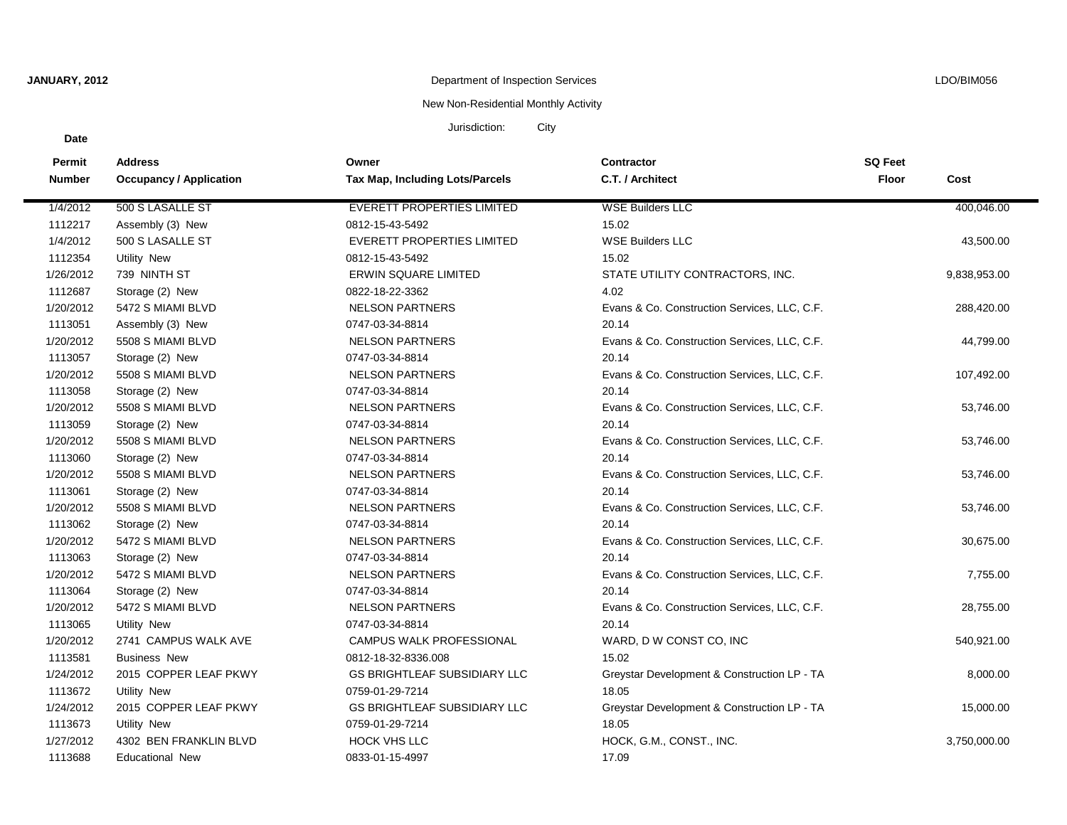**JANUARY, 2012** — Department of Inspection Services — LDO/BIM056

New Non-Residential Monthly Activity

Jurisdiction: City

| Date / Permit Number | Address / Occupancy / Application | Owner / Tax Map, Including Lots/Parcels | Contractor / C.T. / Architect | SQ Feet Floor | Cost |
|---|---|---|---|---|---|
| 1/4/2012 | 500 S LASALLE ST | EVERETT PROPERTIES LIMITED | WSE Builders LLC | | 400,046.00 |
| 1112217 | Assembly (3) New | 0812-15-43-5492 | 15.02 | | |
| 1/4/2012 | 500 S LASALLE ST | EVERETT PROPERTIES LIMITED | WSE Builders LLC | | 43,500.00 |
| 1112354 | Utility New | 0812-15-43-5492 | 15.02 | | |
| 1/26/2012 | 739 NINTH ST | ERWIN SQUARE LIMITED | STATE UTILITY CONTRACTORS, INC. | | 9,838,953.00 |
| 1112687 | Storage (2) New | 0822-18-22-3362 | 4.02 | | |
| 1/20/2012 | 5472 S MIAMI BLVD | NELSON PARTNERS | Evans & Co. Construction Services, LLC, C.F. | | 288,420.00 |
| 1113051 | Assembly (3) New | 0747-03-34-8814 | 20.14 | | |
| 1/20/2012 | 5508 S MIAMI BLVD | NELSON PARTNERS | Evans & Co. Construction Services, LLC, C.F. | | 44,799.00 |
| 1113057 | Storage (2) New | 0747-03-34-8814 | 20.14 | | |
| 1/20/2012 | 5508 S MIAMI BLVD | NELSON PARTNERS | Evans & Co. Construction Services, LLC, C.F. | | 107,492.00 |
| 1113058 | Storage (2) New | 0747-03-34-8814 | 20.14 | | |
| 1/20/2012 | 5508 S MIAMI BLVD | NELSON PARTNERS | Evans & Co. Construction Services, LLC, C.F. | | 53,746.00 |
| 1113059 | Storage (2) New | 0747-03-34-8814 | 20.14 | | |
| 1/20/2012 | 5508 S MIAMI BLVD | NELSON PARTNERS | Evans & Co. Construction Services, LLC, C.F. | | 53,746.00 |
| 1113060 | Storage (2) New | 0747-03-34-8814 | 20.14 | | |
| 1/20/2012 | 5508 S MIAMI BLVD | NELSON PARTNERS | Evans & Co. Construction Services, LLC, C.F. | | 53,746.00 |
| 1113061 | Storage (2) New | 0747-03-34-8814 | 20.14 | | |
| 1/20/2012 | 5508 S MIAMI BLVD | NELSON PARTNERS | Evans & Co. Construction Services, LLC, C.F. | | 53,746.00 |
| 1113062 | Storage (2) New | 0747-03-34-8814 | 20.14 | | |
| 1/20/2012 | 5472 S MIAMI BLVD | NELSON PARTNERS | Evans & Co. Construction Services, LLC, C.F. | | 30,675.00 |
| 1113063 | Storage (2) New | 0747-03-34-8814 | 20.14 | | |
| 1/20/2012 | 5472 S MIAMI BLVD | NELSON PARTNERS | Evans & Co. Construction Services, LLC, C.F. | | 7,755.00 |
| 1113064 | Storage (2) New | 0747-03-34-8814 | 20.14 | | |
| 1/20/2012 | 5472 S MIAMI BLVD | NELSON PARTNERS | Evans & Co. Construction Services, LLC, C.F. | | 28,755.00 |
| 1113065 | Utility New | 0747-03-34-8814 | 20.14 | | |
| 1/20/2012 | 2741 CAMPUS WALK AVE | CAMPUS WALK PROFESSIONAL | WARD, D W CONST CO, INC | | 540,921.00 |
| 1113581 | Business New | 0812-18-32-8336.008 | 15.02 | | |
| 1/24/2012 | 2015 COPPER LEAF PKWY | GS BRIGHTLEAF SUBSIDIARY LLC | Greystar Development & Construction LP - TA | | 8,000.00 |
| 1113672 | Utility New | 0759-01-29-7214 | 18.05 | | |
| 1/24/2012 | 2015 COPPER LEAF PKWY | GS BRIGHTLEAF SUBSIDIARY LLC | Greystar Development & Construction LP - TA | | 15,000.00 |
| 1113673 | Utility New | 0759-01-29-7214 | 18.05 | | |
| 1/27/2012 | 4302 BEN FRANKLIN BLVD | HOCK VHS LLC | HOCK, G.M., CONST., INC. | | 3,750,000.00 |
| 1113688 | Educational New | 0833-01-15-4997 | 17.09 | | |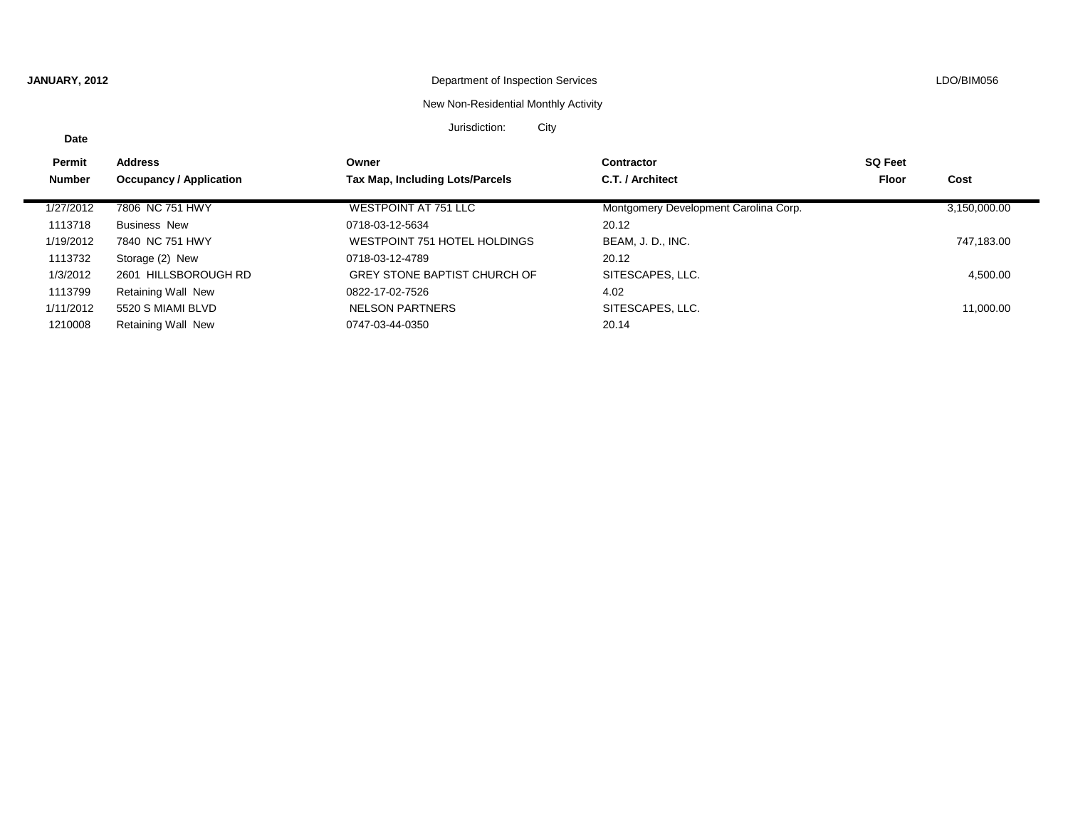**JANUARY, 2012**

Department of Inspection Services

LDO/BIM056

New Non-Residential Monthly Activity

Jurisdiction: City

| Date<br>Permit<br>Number | Address<br>Occupancy / Application | Owner<br>Tax Map, Including Lots/Parcels | Contractor<br>C.T. / Architect | SQ Feet<br>Floor | Cost |
|---|---|---|---|---|---|
| 1/27/2012<br>1113718 | 7806 NC 751 HWY<br>Business New | WESTPOINT AT 751 LLC<br>0718-03-12-5634 | Montgomery Development Carolina Corp.<br>20.12 | | 3,150,000.00 |
| 1/19/2012<br>1113732 | 7840 NC 751 HWY<br>Storage (2) New | WESTPOINT 751 HOTEL HOLDINGS<br>0718-03-12-4789 | BEAM, J. D., INC.<br>20.12 | | 747,183.00 |
| 1/3/2012<br>1113799 | 2601 HILLSBOROUGH RD<br>Retaining Wall New | GREY STONE BAPTIST CHURCH OF<br>0822-17-02-7526 | SITESCAPES, LLC.<br>4.02 | | 4,500.00 |
| 1/11/2012<br>1210008 | 5520 S MIAMI BLVD<br>Retaining Wall New | NELSON PARTNERS<br>0747-03-44-0350 | SITESCAPES, LLC.<br>20.14 | | 11,000.00 |